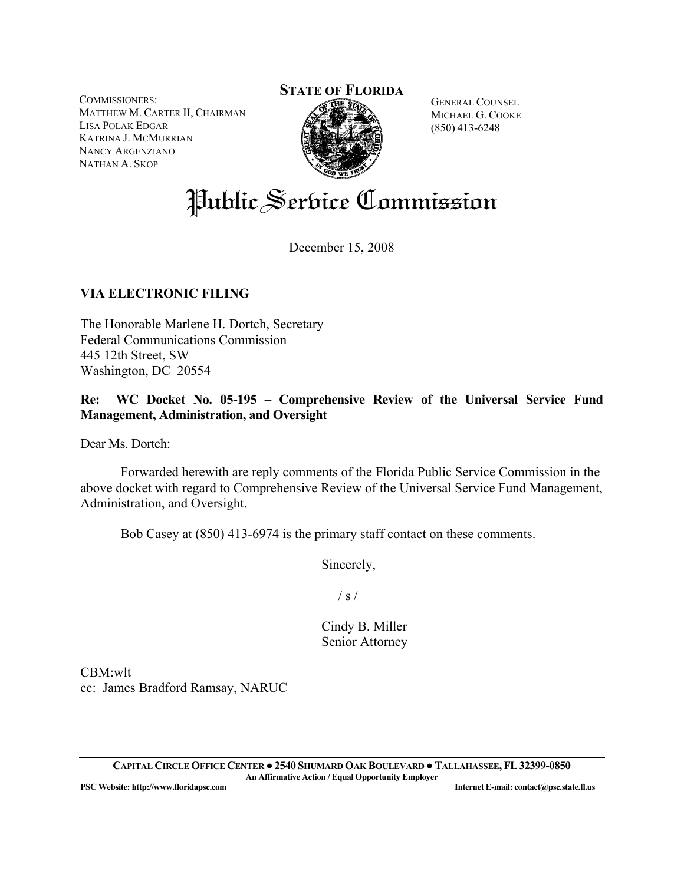COMMISSIONERS:
MATTHEW M. CARTER II, CHAIRMAN
LISA POLAK EDGAR
KATRINA J. MCMURRIAN
NANCY ARGENZIANO
NATHAN A. SKOP

**STATE OF FLORIDA**

GENERAL COUNSEL
MICHAEL G. COOKE
(850) 413-6248

# Public Service Commission

December 15, 2008

**VIA ELECTRONIC FILING**

The Honorable Marlene H. Dortch, Secretary
Federal Communications Commission
445 12th Street, SW
Washington, DC 20554

**Re: WC Docket No. 05-195 – Comprehensive Review of the Universal Service Fund Management, Administration, and Oversight**

Dear Ms. Dortch:

Forwarded herewith are reply comments of the Florida Public Service Commission in the above docket with regard to Comprehensive Review of the Universal Service Fund Management, Administration, and Oversight.

Bob Casey at (850) 413-6974 is the primary staff contact on these comments.

Sincerely,

/ s /

Cindy B. Miller
Senior Attorney

CBM:wlt
cc: James Bradford Ramsay, NARUC

**CAPITAL CIRCLE OFFICE CENTER ● 2540 SHUMARD OAK BOULEVARD ● TALLAHASSEE, FL 32399-0850**
**An Affirmative Action / Equal Opportunity Employer**
**PSC Website: http://www.floridapsc.com** **Internet E-mail: contact@psc.state.fl.us**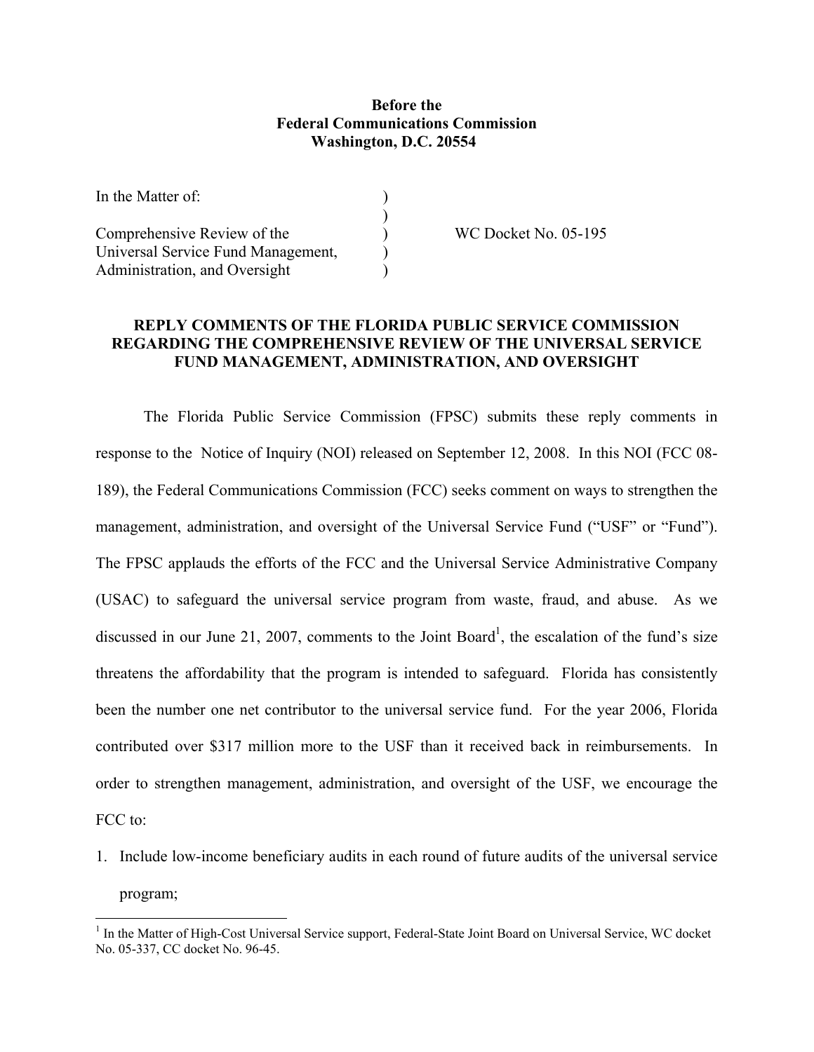**Before the**
**Federal Communications Commission**
**Washington, D.C. 20554**

| | | |
|---|---|---|
| In the Matter of: | ) | |
| | ) | |
| Comprehensive Review of the | ) | WC Docket No. 05-195 |
| Universal Service Fund Management, | ) | |
| Administration, and Oversight | ) | |

**REPLY COMMENTS OF THE FLORIDA PUBLIC SERVICE COMMISSION REGARDING THE COMPREHENSIVE REVIEW OF THE UNIVERSAL SERVICE FUND MANAGEMENT, ADMINISTRATION, AND OVERSIGHT**

The Florida Public Service Commission (FPSC) submits these reply comments in response to the Notice of Inquiry (NOI) released on September 12, 2008. In this NOI (FCC 08-189), the Federal Communications Commission (FCC) seeks comment on ways to strengthen the management, administration, and oversight of the Universal Service Fund ("USF" or "Fund"). The FPSC applauds the efforts of the FCC and the Universal Service Administrative Company (USAC) to safeguard the universal service program from waste, fraud, and abuse. As we discussed in our June 21, 2007, comments to the Joint Board[1], the escalation of the fund's size threatens the affordability that the program is intended to safeguard. Florida has consistently been the number one net contributor to the universal service fund. For the year 2006, Florida contributed over $317 million more to the USF than it received back in reimbursements. In order to strengthen management, administration, and oversight of the USF, we encourage the FCC to:

1. Include low-income beneficiary audits in each round of future audits of the universal service program;

[1] In the Matter of High-Cost Universal Service support, Federal-State Joint Board on Universal Service, WC docket No. 05-337, CC docket No. 96-45.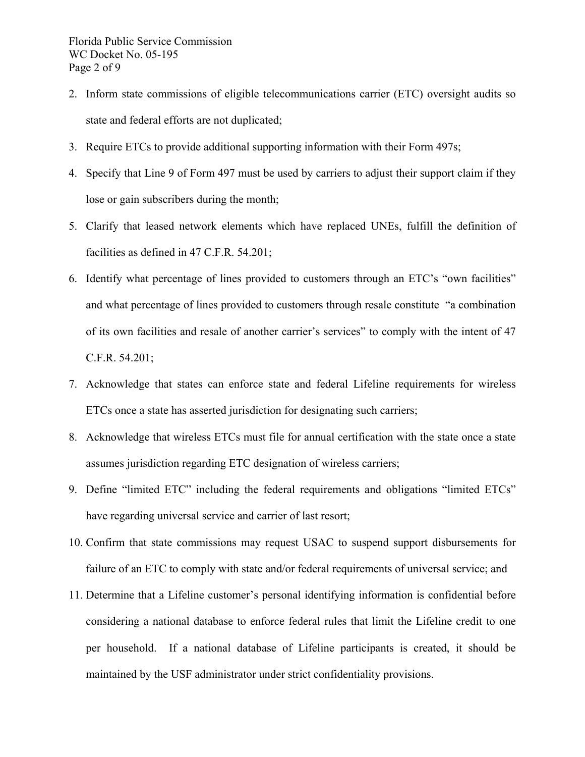2. Inform state commissions of eligible telecommunications carrier (ETC) oversight audits so state and federal efforts are not duplicated;
3. Require ETCs to provide additional supporting information with their Form 497s;
4. Specify that Line 9 of Form 497 must be used by carriers to adjust their support claim if they lose or gain subscribers during the month;
5. Clarify that leased network elements which have replaced UNEs, fulfill the definition of facilities as defined in 47 C.F.R. 54.201;
6. Identify what percentage of lines provided to customers through an ETC's "own facilities" and what percentage of lines provided to customers through resale constitute "a combination of its own facilities and resale of another carrier's services" to comply with the intent of 47 C.F.R. 54.201;
7. Acknowledge that states can enforce state and federal Lifeline requirements for wireless ETCs once a state has asserted jurisdiction for designating such carriers;
8. Acknowledge that wireless ETCs must file for annual certification with the state once a state assumes jurisdiction regarding ETC designation of wireless carriers;
9. Define "limited ETC" including the federal requirements and obligations "limited ETCs" have regarding universal service and carrier of last resort;
10. Confirm that state commissions may request USAC to suspend support disbursements for failure of an ETC to comply with state and/or federal requirements of universal service; and
11. Determine that a Lifeline customer's personal identifying information is confidential before considering a national database to enforce federal rules that limit the Lifeline credit to one per household. If a national database of Lifeline participants is created, it should be maintained by the USF administrator under strict confidentiality provisions.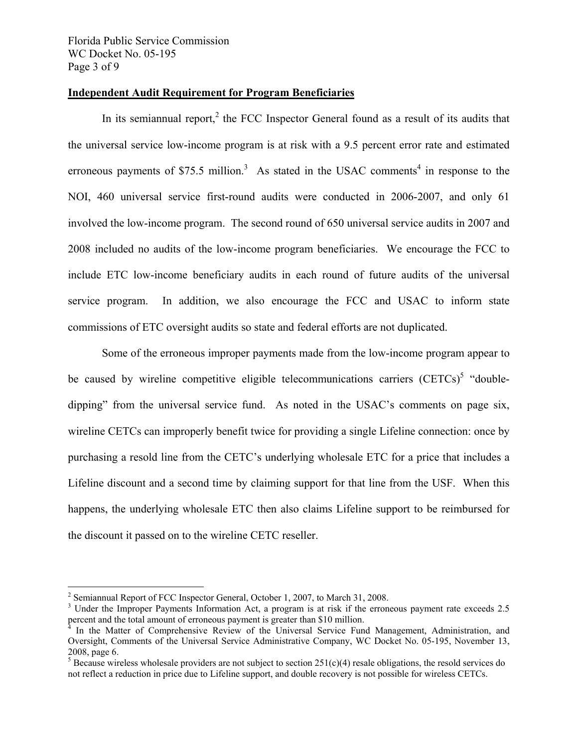**Independent Audit Requirement for Program Beneficiaries**

In its semiannual report,[2] the FCC Inspector General found as a result of its audits that the universal service low-income program is at risk with a 9.5 percent error rate and estimated erroneous payments of $75.5 million.[3] As stated in the USAC comments[4] in response to the NOI, 460 universal service first-round audits were conducted in 2006-2007, and only 61 involved the low-income program. The second round of 650 universal service audits in 2007 and 2008 included no audits of the low-income program beneficiaries. We encourage the FCC to include ETC low-income beneficiary audits in each round of future audits of the universal service program. In addition, we also encourage the FCC and USAC to inform state commissions of ETC oversight audits so state and federal efforts are not duplicated.

Some of the erroneous improper payments made from the low-income program appear to be caused by wireline competitive eligible telecommunications carriers (CETCs)[5] "double-dipping" from the universal service fund. As noted in the USAC's comments on page six, wireline CETCs can improperly benefit twice for providing a single Lifeline connection: once by purchasing a resold line from the CETC's underlying wholesale ETC for a price that includes a Lifeline discount and a second time by claiming support for that line from the USF. When this happens, the underlying wholesale ETC then also claims Lifeline support to be reimbursed for the discount it passed on to the wireline CETC reseller.

---

[2] Semiannual Report of FCC Inspector General, October 1, 2007, to March 31, 2008.

[3] Under the Improper Payments Information Act, a program is at risk if the erroneous payment rate exceeds 2.5 percent and the total amount of erroneous payment is greater than $10 million.

[4] In the Matter of Comprehensive Review of the Universal Service Fund Management, Administration, and Oversight, Comments of the Universal Service Administrative Company, WC Docket No. 05-195, November 13, 2008, page 6.

[5] Because wireless wholesale providers are not subject to section 251(c)(4) resale obligations, the resold services do not reflect a reduction in price due to Lifeline support, and double recovery is not possible for wireless CETCs.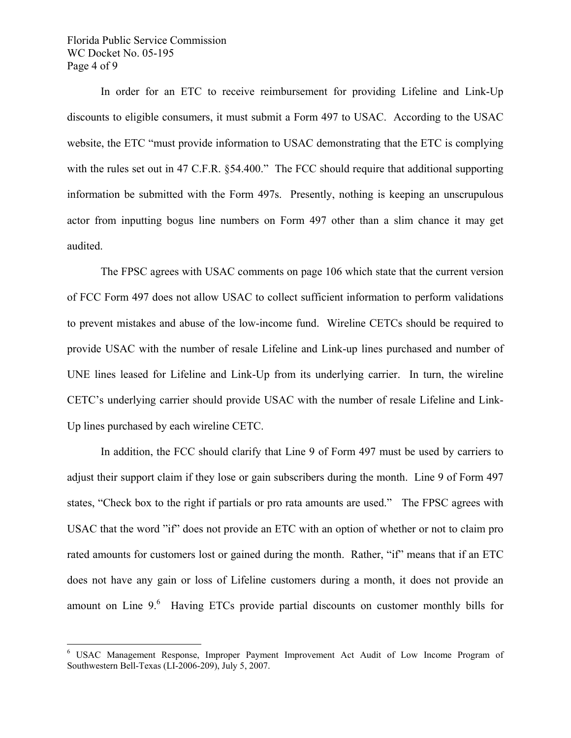In order for an ETC to receive reimbursement for providing Lifeline and Link-Up discounts to eligible consumers, it must submit a Form 497 to USAC. According to the USAC website, the ETC "must provide information to USAC demonstrating that the ETC is complying with the rules set out in 47 C.F.R. §54.400." The FCC should require that additional supporting information be submitted with the Form 497s. Presently, nothing is keeping an unscrupulous actor from inputting bogus line numbers on Form 497 other than a slim chance it may get audited.

The FPSC agrees with USAC comments on page 106 which state that the current version of FCC Form 497 does not allow USAC to collect sufficient information to perform validations to prevent mistakes and abuse of the low-income fund. Wireline CETCs should be required to provide USAC with the number of resale Lifeline and Link-up lines purchased and number of UNE lines leased for Lifeline and Link-Up from its underlying carrier. In turn, the wireline CETC's underlying carrier should provide USAC with the number of resale Lifeline and Link-Up lines purchased by each wireline CETC.

In addition, the FCC should clarify that Line 9 of Form 497 must be used by carriers to adjust their support claim if they lose or gain subscribers during the month. Line 9 of Form 497 states, "Check box to the right if partials or pro rata amounts are used." The FPSC agrees with USAC that the word "if" does not provide an ETC with an option of whether or not to claim pro rated amounts for customers lost or gained during the month. Rather, "if" means that if an ETC does not have any gain or loss of Lifeline customers during a month, it does not provide an amount on Line 9.[6] Having ETCs provide partial discounts on customer monthly bills for

[6] USAC Management Response, Improper Payment Improvement Act Audit of Low Income Program of Southwestern Bell-Texas (LI-2006-209), July 5, 2007.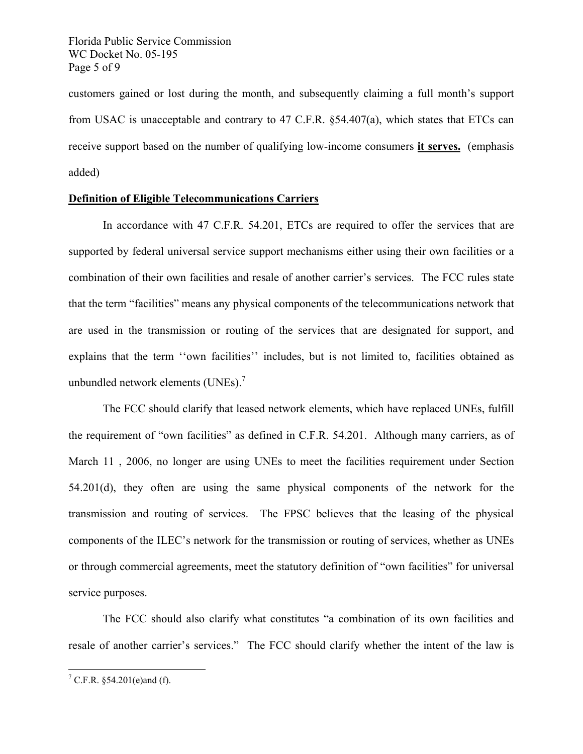customers gained or lost during the month, and subsequently claiming a full month's support from USAC is unacceptable and contrary to 47 C.F.R. §54.407(a), which states that ETCs can receive support based on the number of qualifying low-income consumers **it serves.** (emphasis added)

## Definition of Eligible Telecommunications Carriers

In accordance with 47 C.F.R. 54.201, ETCs are required to offer the services that are supported by federal universal service support mechanisms either using their own facilities or a combination of their own facilities and resale of another carrier's services. The FCC rules state that the term "facilities" means any physical components of the telecommunications network that are used in the transmission or routing of the services that are designated for support, and explains that the term ''own facilities'' includes, but is not limited to, facilities obtained as unbundled network elements (UNEs).[7]

The FCC should clarify that leased network elements, which have replaced UNEs, fulfill the requirement of "own facilities" as defined in C.F.R. 54.201. Although many carriers, as of March 11 , 2006, no longer are using UNEs to meet the facilities requirement under Section 54.201(d), they often are using the same physical components of the network for the transmission and routing of services. The FPSC believes that the leasing of the physical components of the ILEC's network for the transmission or routing of services, whether as UNEs or through commercial agreements, meet the statutory definition of "own facilities" for universal service purposes.

The FCC should also clarify what constitutes "a combination of its own facilities and resale of another carrier's services." The FCC should clarify whether the intent of the law is

[7] C.F.R. §54.201(e)and (f).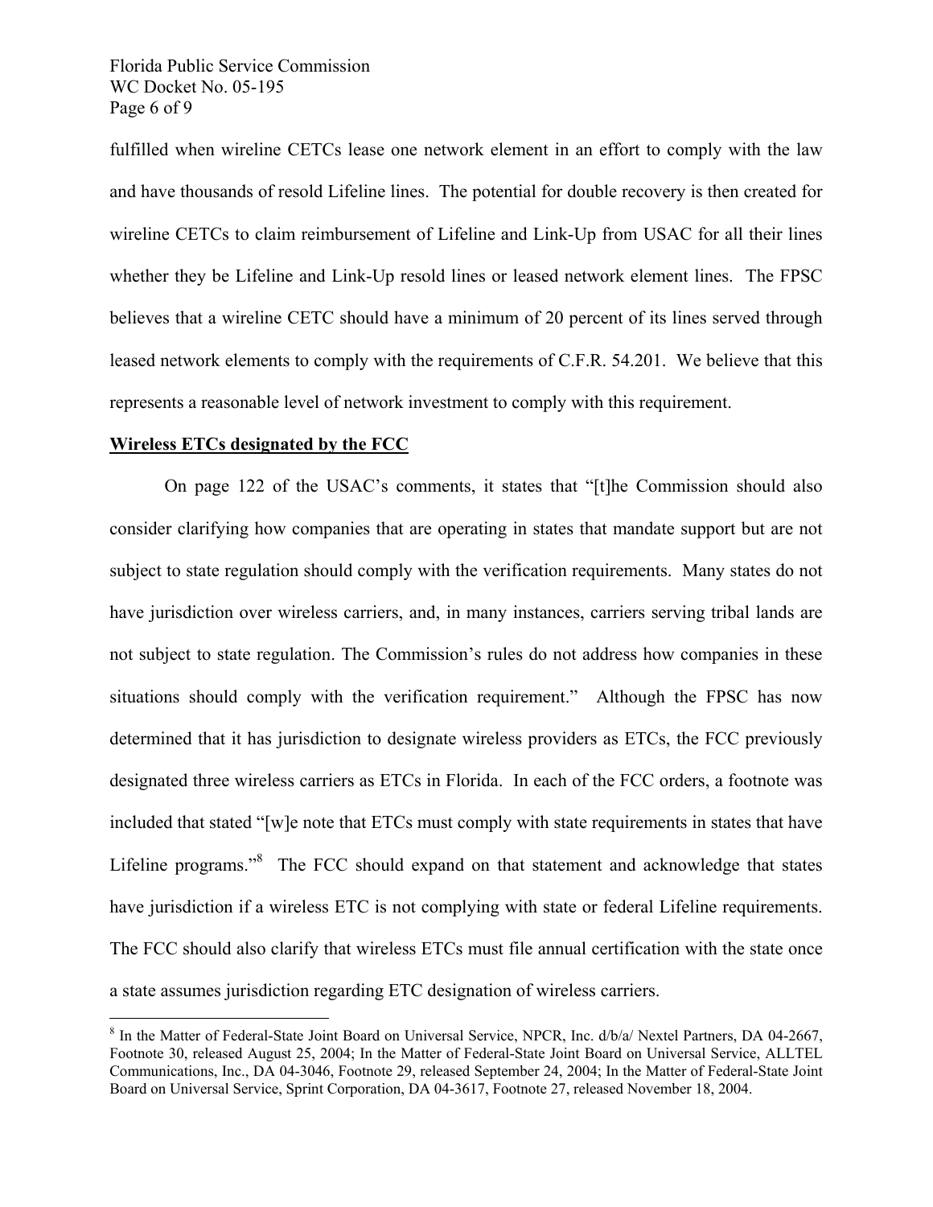fulfilled when wireline CETCs lease one network element in an effort to comply with the law and have thousands of resold Lifeline lines. The potential for double recovery is then created for wireline CETCs to claim reimbursement of Lifeline and Link-Up from USAC for all their lines whether they be Lifeline and Link-Up resold lines or leased network element lines. The FPSC believes that a wireline CETC should have a minimum of 20 percent of its lines served through leased network elements to comply with the requirements of C.F.R. 54.201. We believe that this represents a reasonable level of network investment to comply with this requirement.

**Wireless ETCs designated by the FCC**

On page 122 of the USAC's comments, it states that "[t]he Commission should also consider clarifying how companies that are operating in states that mandate support but are not subject to state regulation should comply with the verification requirements. Many states do not have jurisdiction over wireless carriers, and, in many instances, carriers serving tribal lands are not subject to state regulation. The Commission's rules do not address how companies in these situations should comply with the verification requirement." Although the FPSC has now determined that it has jurisdiction to designate wireless providers as ETCs, the FCC previously designated three wireless carriers as ETCs in Florida. In each of the FCC orders, a footnote was included that stated "[w]e note that ETCs must comply with state requirements in states that have Lifeline programs."[8] The FCC should expand on that statement and acknowledge that states have jurisdiction if a wireless ETC is not complying with state or federal Lifeline requirements. The FCC should also clarify that wireless ETCs must file annual certification with the state once a state assumes jurisdiction regarding ETC designation of wireless carriers.

---

[8] In the Matter of Federal-State Joint Board on Universal Service, NPCR, Inc. d/b/a/ Nextel Partners, DA 04-2667, Footnote 30, released August 25, 2004; In the Matter of Federal-State Joint Board on Universal Service, ALLTEL Communications, Inc., DA 04-3046, Footnote 29, released September 24, 2004; In the Matter of Federal-State Joint Board on Universal Service, Sprint Corporation, DA 04-3617, Footnote 27, released November 18, 2004.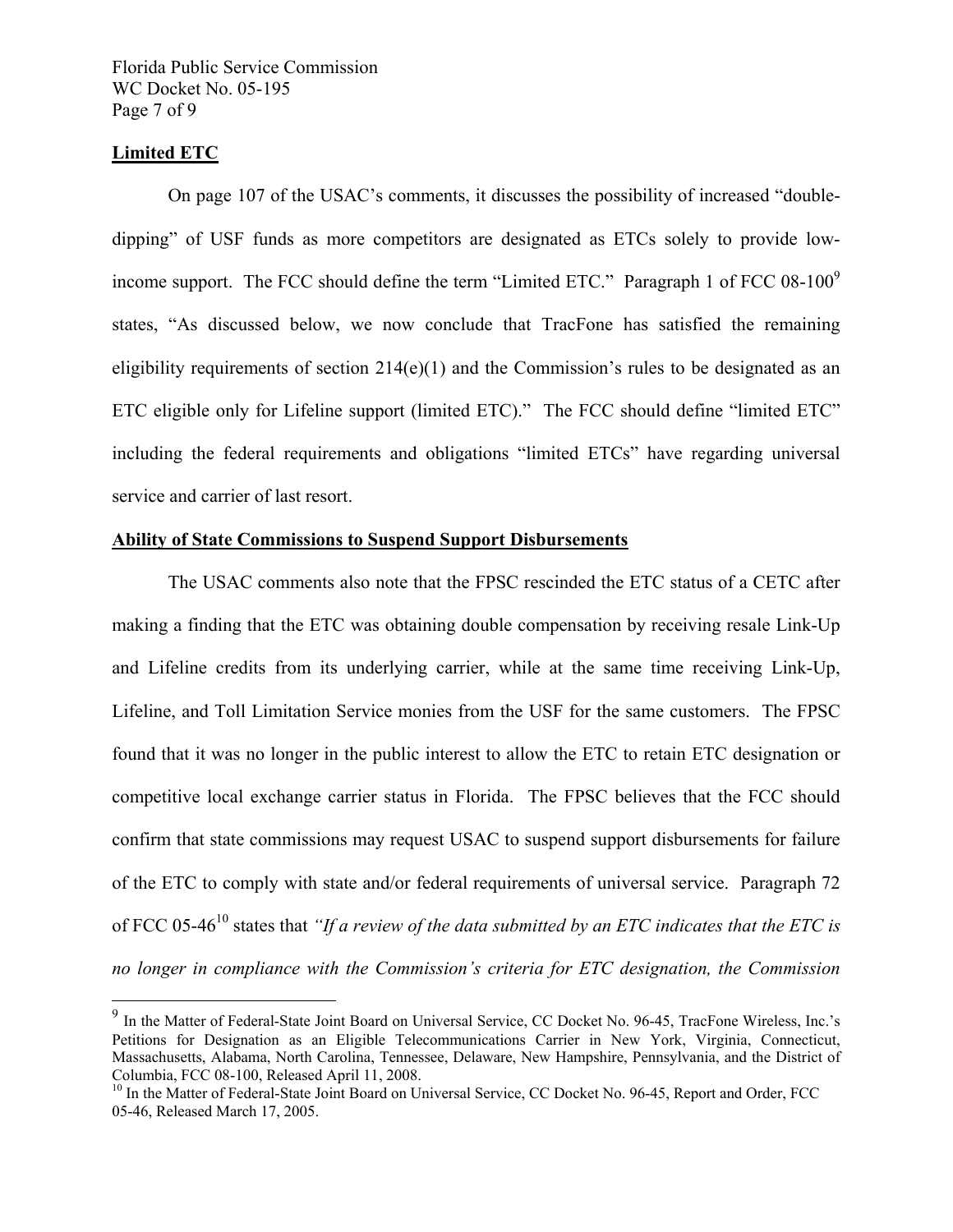**Limited ETC**

On page 107 of the USAC's comments, it discusses the possibility of increased "double-dipping" of USF funds as more competitors are designated as ETCs solely to provide low-income support. The FCC should define the term "Limited ETC." Paragraph 1 of FCC 08-100[9] states, "As discussed below, we now conclude that TracFone has satisfied the remaining eligibility requirements of section 214(e)(1) and the Commission's rules to be designated as an ETC eligible only for Lifeline support (limited ETC)." The FCC should define "limited ETC" including the federal requirements and obligations "limited ETCs" have regarding universal service and carrier of last resort.

**Ability of State Commissions to Suspend Support Disbursements**

The USAC comments also note that the FPSC rescinded the ETC status of a CETC after making a finding that the ETC was obtaining double compensation by receiving resale Link-Up and Lifeline credits from its underlying carrier, while at the same time receiving Link-Up, Lifeline, and Toll Limitation Service monies from the USF for the same customers. The FPSC found that it was no longer in the public interest to allow the ETC to retain ETC designation or competitive local exchange carrier status in Florida. The FPSC believes that the FCC should confirm that state commissions may request USAC to suspend support disbursements for failure of the ETC to comply with state and/or federal requirements of universal service. Paragraph 72 of FCC 05-46[10] states that *"If a review of the data submitted by an ETC indicates that the ETC is no longer in compliance with the Commission's criteria for ETC designation, the Commission*

[9] In the Matter of Federal-State Joint Board on Universal Service, CC Docket No. 96-45, TracFone Wireless, Inc.'s Petitions for Designation as an Eligible Telecommunications Carrier in New York, Virginia, Connecticut, Massachusetts, Alabama, North Carolina, Tennessee, Delaware, New Hampshire, Pennsylvania, and the District of Columbia, FCC 08-100, Released April 11, 2008.

[10] In the Matter of Federal-State Joint Board on Universal Service, CC Docket No. 96-45, Report and Order, FCC 05-46, Released March 17, 2005.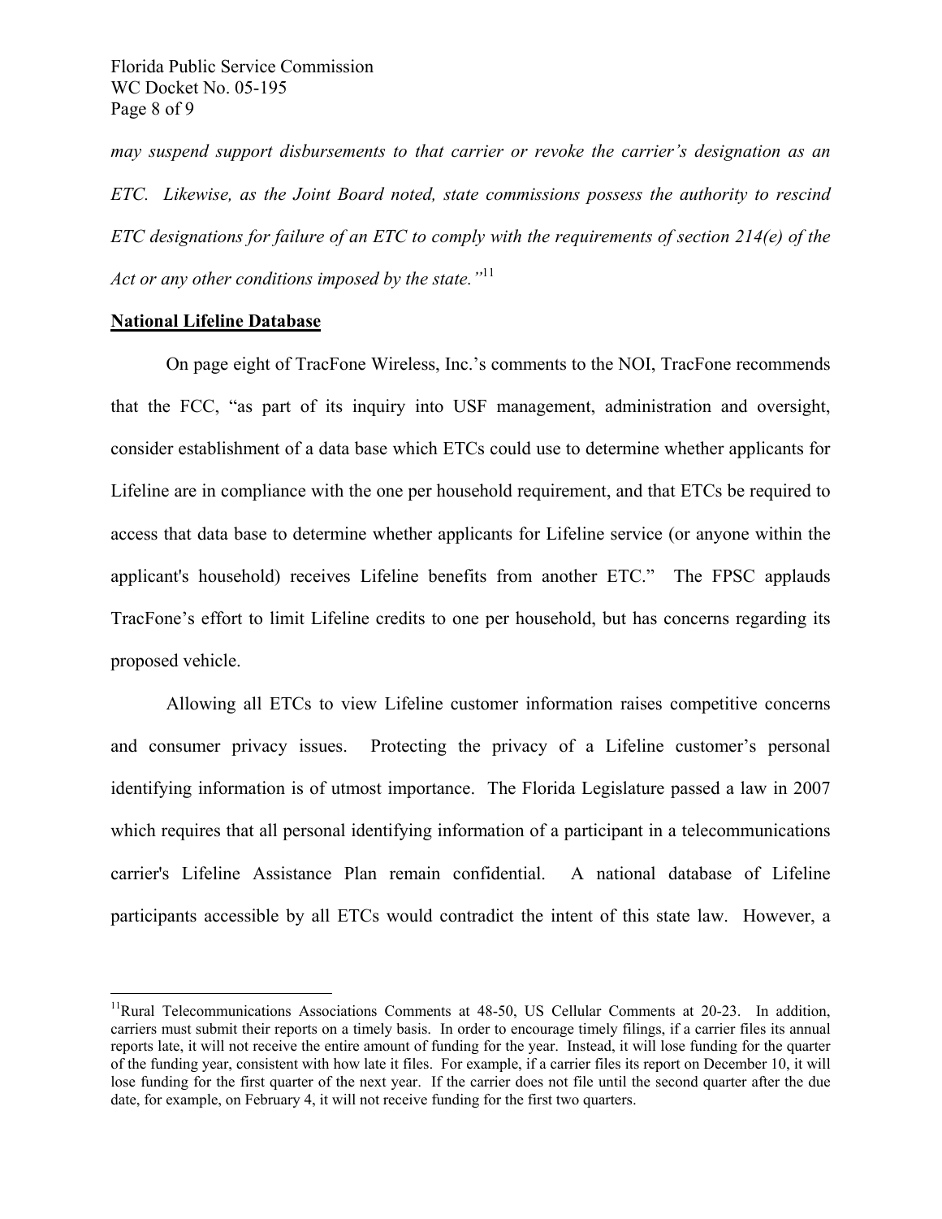*may suspend support disbursements to that carrier or revoke the carrier's designation as an ETC. Likewise, as the Joint Board noted, state commissions possess the authority to rescind ETC designations for failure of an ETC to comply with the requirements of section 214(e) of the Act or any other conditions imposed by the state."*[11]

**National Lifeline Database**

On page eight of TracFone Wireless, Inc.'s comments to the NOI, TracFone recommends that the FCC, "as part of its inquiry into USF management, administration and oversight, consider establishment of a data base which ETCs could use to determine whether applicants for Lifeline are in compliance with the one per household requirement, and that ETCs be required to access that data base to determine whether applicants for Lifeline service (or anyone within the applicant's household) receives Lifeline benefits from another ETC." The FPSC applauds TracFone's effort to limit Lifeline credits to one per household, but has concerns regarding its proposed vehicle.

Allowing all ETCs to view Lifeline customer information raises competitive concerns and consumer privacy issues. Protecting the privacy of a Lifeline customer's personal identifying information is of utmost importance. The Florida Legislature passed a law in 2007 which requires that all personal identifying information of a participant in a telecommunications carrier's Lifeline Assistance Plan remain confidential. A national database of Lifeline participants accessible by all ETCs would contradict the intent of this state law. However, a

---

[11] Rural Telecommunications Associations Comments at 48-50, US Cellular Comments at 20-23. In addition, carriers must submit their reports on a timely basis. In order to encourage timely filings, if a carrier files its annual reports late, it will not receive the entire amount of funding for the year. Instead, it will lose funding for the quarter of the funding year, consistent with how late it files. For example, if a carrier files its report on December 10, it will lose funding for the first quarter of the next year. If the carrier does not file until the second quarter after the due date, for example, on February 4, it will not receive funding for the first two quarters.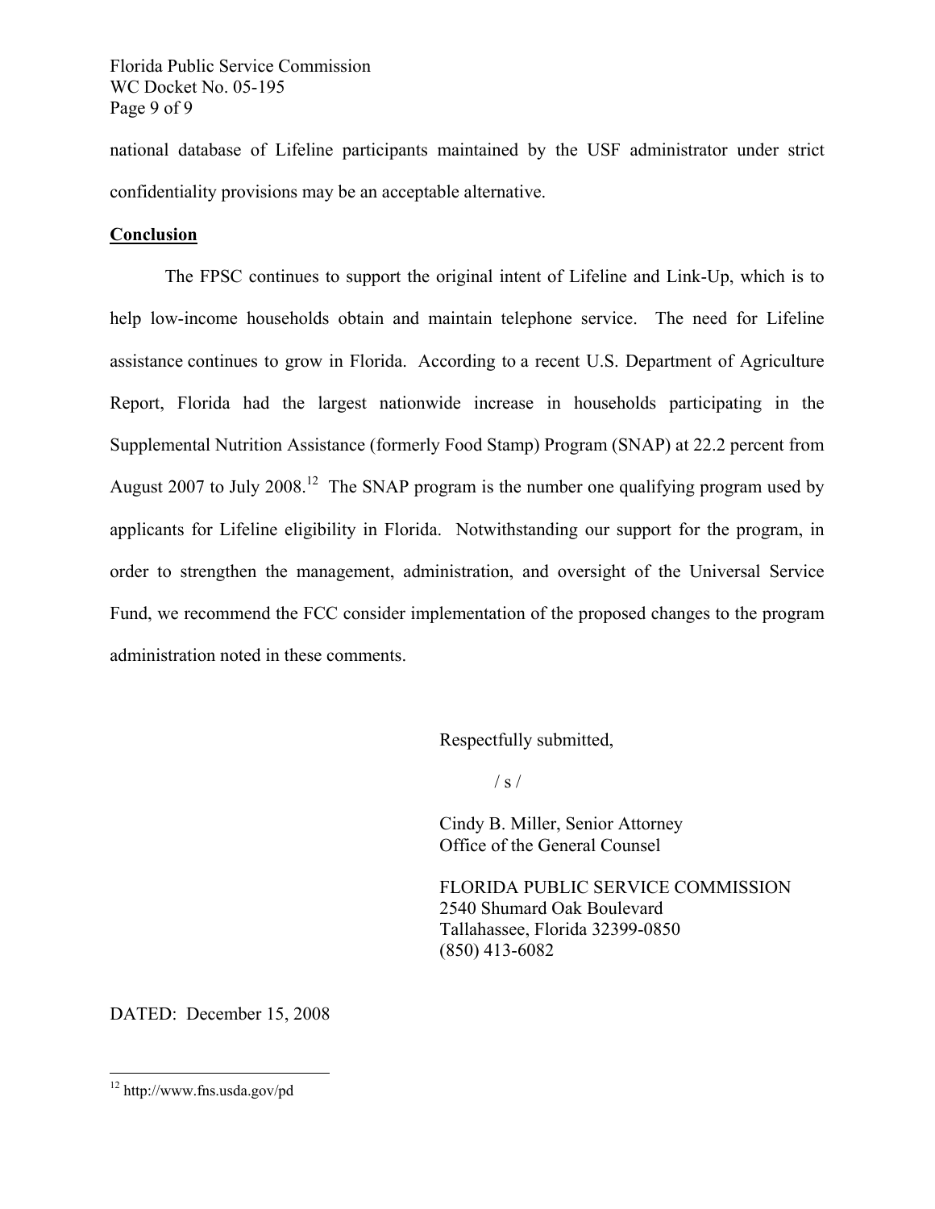national database of Lifeline participants maintained by the USF administrator under strict confidentiality provisions may be an acceptable alternative.

**Conclusion**

The FPSC continues to support the original intent of Lifeline and Link-Up, which is to help low-income households obtain and maintain telephone service. The need for Lifeline assistance continues to grow in Florida. According to a recent U.S. Department of Agriculture Report, Florida had the largest nationwide increase in households participating in the Supplemental Nutrition Assistance (formerly Food Stamp) Program (SNAP) at 22.2 percent from August 2007 to July 2008.[12] The SNAP program is the number one qualifying program used by applicants for Lifeline eligibility in Florida. Notwithstanding our support for the program, in order to strengthen the management, administration, and oversight of the Universal Service Fund, we recommend the FCC consider implementation of the proposed changes to the program administration noted in these comments.

Respectfully submitted,

/ s /

Cindy B. Miller, Senior Attorney
Office of the General Counsel

FLORIDA PUBLIC SERVICE COMMISSION
2540 Shumard Oak Boulevard
Tallahassee, Florida 32399-0850
(850) 413-6082

DATED: December 15, 2008

---

[12] http://www.fns.usda.gov/pd